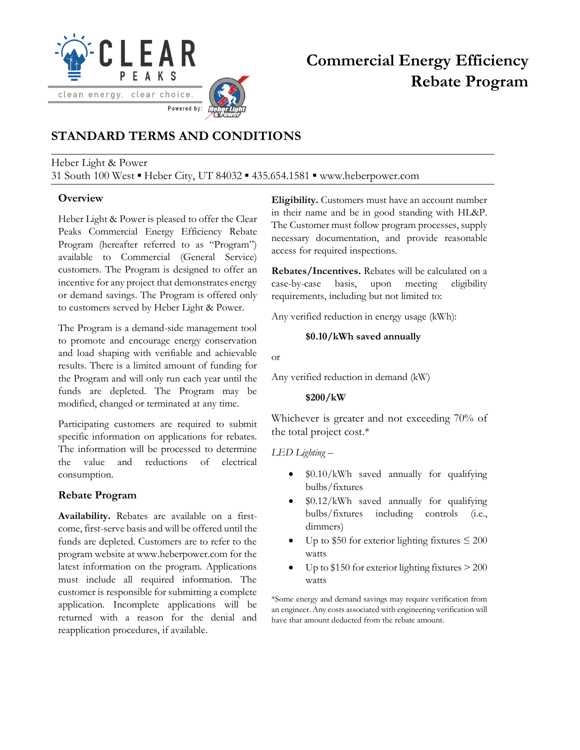# Commercial Energy Efficiency Rebate Program

## STANDARD TERMS AND CONDITIONS

Heber Light & Power
31 South 100 West ▪ Heber City, UT 84032 ▪ 435.654.1581 ▪ www.heberpower.com

### Overview

Heber Light & Power is pleased to offer the Clear Peaks Commercial Energy Efficiency Rebate Program (hereafter referred to as "Program") available to Commercial (General Service) customers. The Program is designed to offer an incentive for any project that demonstrates energy or demand savings. The Program is offered only to customers served by Heber Light & Power.

The Program is a demand-side management tool to promote and encourage energy conservation and load shaping with verifiable and achievable results. There is a limited amount of funding for the Program and will only run each year until the funds are depleted. The Program may be modified, changed or terminated at any time.

Participating customers are required to submit specific information on applications for rebates. The information will be processed to determine the value and reductions of electrical consumption.

### Rebate Program

**Availability.** Rebates are available on a first-come, first-serve basis and will be offered until the funds are depleted. Customers are to refer to the program website at www.heberpower.com for the latest information on the program. Applications must include all required information. The customer is responsible for submitting a complete application. Incomplete applications will be returned with a reason for the denial and reapplication procedures, if available.

**Eligibility.** Customers must have an account number in their name and be in good standing with HL&P. The Customer must follow program processes, supply necessary documentation, and provide reasonable access for required inspections.

**Rebates/Incentives.** Rebates will be calculated on a case-by-case basis, upon meeting eligibility requirements, including but not limited to:

Any verified reduction in energy usage (kWh):

**$0.10/kWh saved annually**

or

Any verified reduction in demand (kW)

**$200/kW**

Whichever is greater and not exceeding 70% of the total project cost.*

*LED Lighting –*

- $0.10/kWh saved annually for qualifying bulbs/fixtures
- $0.12/kWh saved annually for qualifying bulbs/fixtures including controls (i.e., dimmers)
- Up to $50 for exterior lighting fixtures ≤ 200 watts
- Up to $150 for exterior lighting fixtures > 200 watts

*Some energy and demand savings may require verification from an engineer. Any costs associated with engineering verification will have that amount deducted from the rebate amount.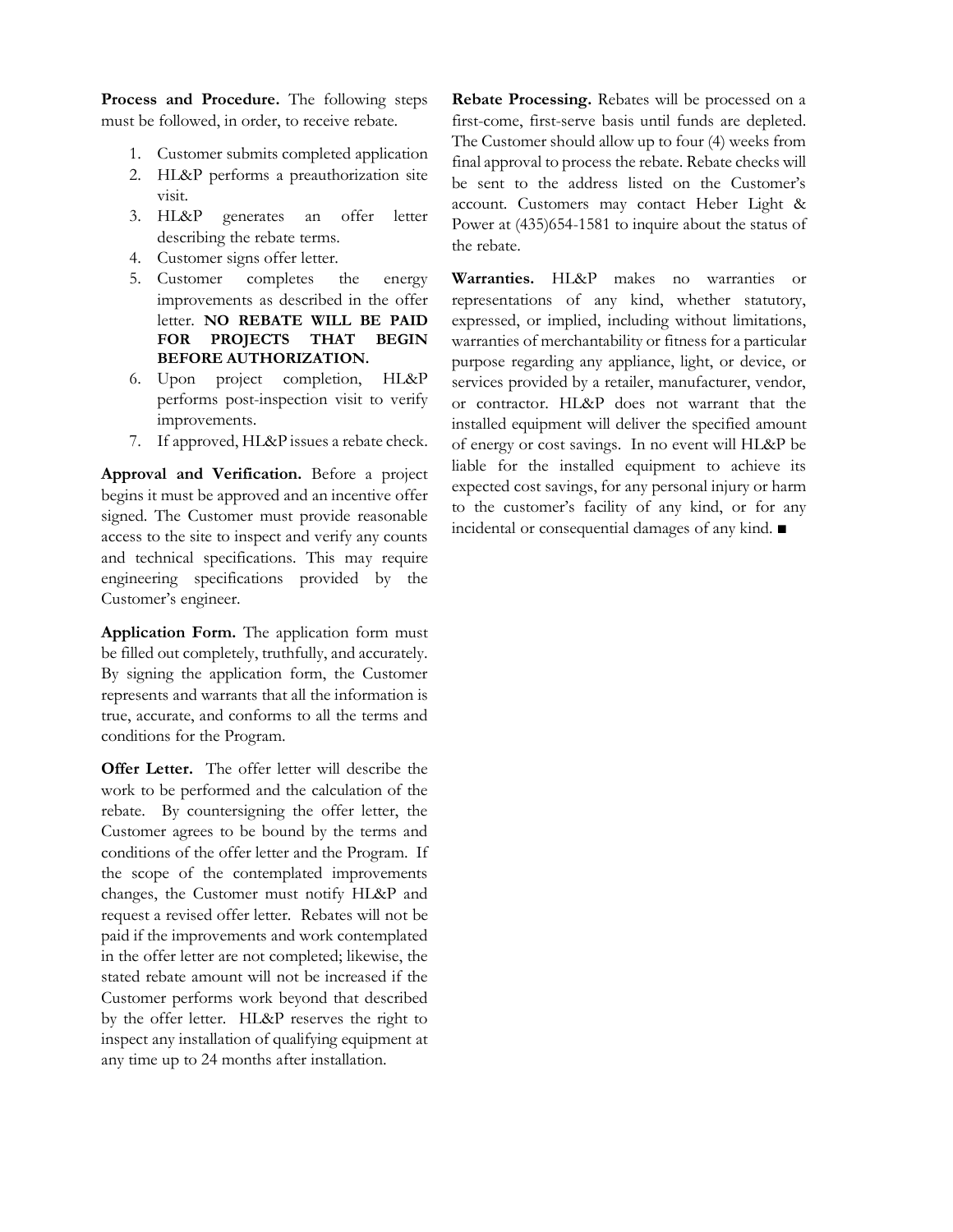**Process and Procedure.** The following steps must be followed, in order, to receive rebate.

1. Customer submits completed application
2. HL&P performs a preauthorization site visit.
3. HL&P generates an offer letter describing the rebate terms.
4. Customer signs offer letter.
5. Customer completes the energy improvements as described in the offer letter. **NO REBATE WILL BE PAID FOR PROJECTS THAT BEGIN BEFORE AUTHORIZATION.**
6. Upon project completion, HL&P performs post-inspection visit to verify improvements.
7. If approved, HL&P issues a rebate check.

**Approval and Verification.** Before a project begins it must be approved and an incentive offer signed. The Customer must provide reasonable access to the site to inspect and verify any counts and technical specifications. This may require engineering specifications provided by the Customer's engineer.

**Application Form.** The application form must be filled out completely, truthfully, and accurately. By signing the application form, the Customer represents and warrants that all the information is true, accurate, and conforms to all the terms and conditions for the Program.

**Offer Letter.** The offer letter will describe the work to be performed and the calculation of the rebate. By countersigning the offer letter, the Customer agrees to be bound by the terms and conditions of the offer letter and the Program. If the scope of the contemplated improvements changes, the Customer must notify HL&P and request a revised offer letter. Rebates will not be paid if the improvements and work contemplated in the offer letter are not completed; likewise, the stated rebate amount will not be increased if the Customer performs work beyond that described by the offer letter. HL&P reserves the right to inspect any installation of qualifying equipment at any time up to 24 months after installation.

**Rebate Processing.** Rebates will be processed on a first-come, first-serve basis until funds are depleted. The Customer should allow up to four (4) weeks from final approval to process the rebate. Rebate checks will be sent to the address listed on the Customer's account. Customers may contact Heber Light & Power at (435)654-1581 to inquire about the status of the rebate.

**Warranties.** HL&P makes no warranties or representations of any kind, whether statutory, expressed, or implied, including without limitations, warranties of merchantability or fitness for a particular purpose regarding any appliance, light, or device, or services provided by a retailer, manufacturer, vendor, or contractor. HL&P does not warrant that the installed equipment will deliver the specified amount of energy or cost savings. In no event will HL&P be liable for the installed equipment to achieve its expected cost savings, for any personal injury or harm to the customer's facility of any kind, or for any incidental or consequential damages of any kind. ■